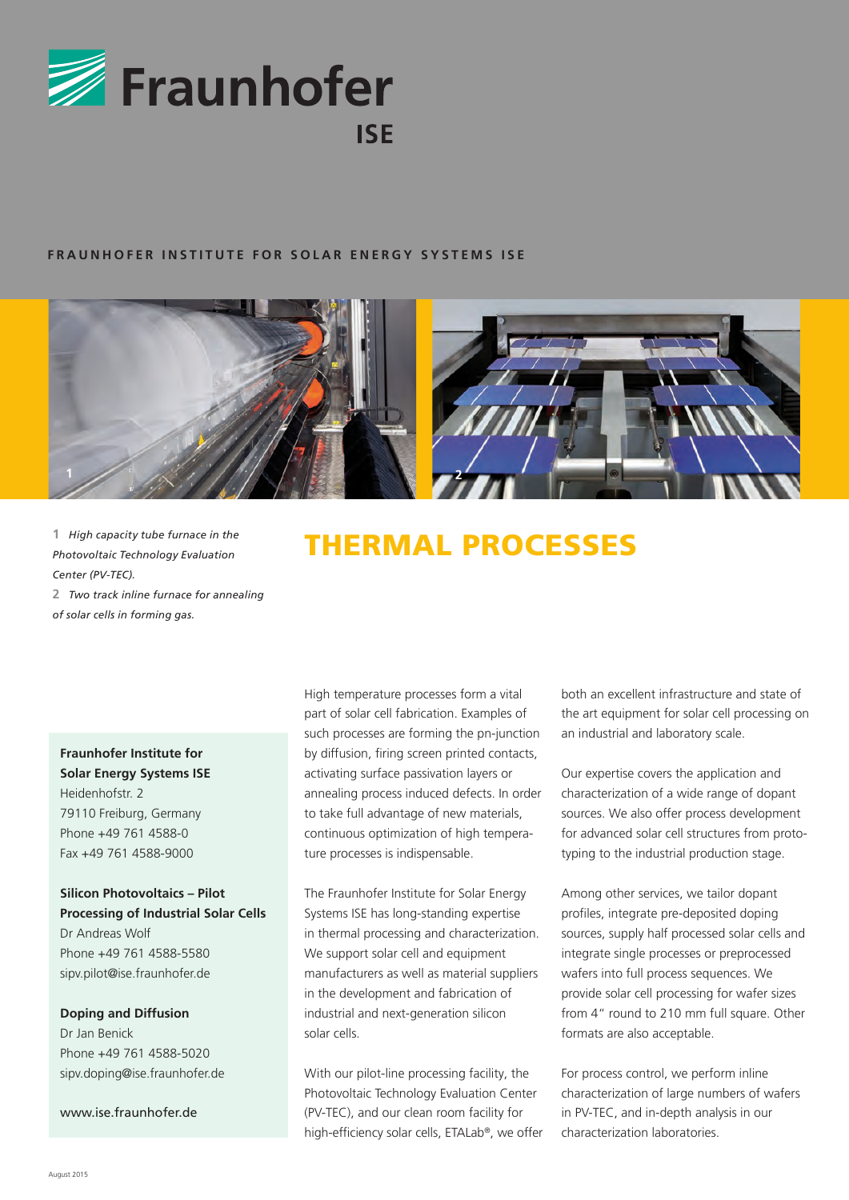# Fraunhofer ISE

**FRAUNHOFER INSTITUTE FOR SOLAR ENERGY SYSTEMS ISE**

**1** *High capacity tube furnace in the Photovoltaic Technology Evaluation Center (PV-TEC).*

**2** *Two track inline furnace for annealing of solar cells in forming gas.*

# THERMAL PROCESSES

High temperature processes form a vital part of solar cell fabrication. Examples of such processes are forming the pn-junction by diffusion, firing screen printed contacts, activating surface passivation layers or annealing process induced defects. In order to take full advantage of new materials, continuous optimization of high temperature processes is indispensable.

The Fraunhofer Institute for Solar Energy Systems ISE has long-standing expertise in thermal processing and characterization. We support solar cell and equipment manufacturers as well as material suppliers in the development and fabrication of industrial and next-generation silicon solar cells.

With our pilot-line processing facility, the Photovoltaic Technology Evaluation Center (PV-TEC), and our clean room facility for high-efficiency solar cells, ETALab®, we offer both an excellent infrastructure and state of the art equipment for solar cell processing on an industrial and laboratory scale.

Our expertise covers the application and characterization of a wide range of dopant sources. We also offer process development for advanced solar cell structures from prototyping to the industrial production stage.

Among other services, we tailor dopant profiles, integrate pre-deposited doping sources, supply half processed solar cells and integrate single processes or preprocessed wafers into full process sequences. We provide solar cell processing for wafer sizes from 4" round to 210 mm full square. Other formats are also acceptable.

For process control, we perform inline characterization of large numbers of wafers in PV-TEC, and in-depth analysis in our characterization laboratories.

**Fraunhofer Institute for Solar Energy Systems ISE**
Heidenhofstr. 2
79110 Freiburg, Germany
Phone +49 761 4588-0
Fax +49 761 4588-9000

**Silicon Photovoltaics – Pilot Processing of Industrial Solar Cells**
Dr Andreas Wolf
Phone +49 761 4588-5580
sipv.pilot@ise.fraunhofer.de

**Doping and Diffusion**
Dr Jan Benick
Phone +49 761 4588-5020
sipv.doping@ise.fraunhofer.de

www.ise.fraunhofer.de

August 2015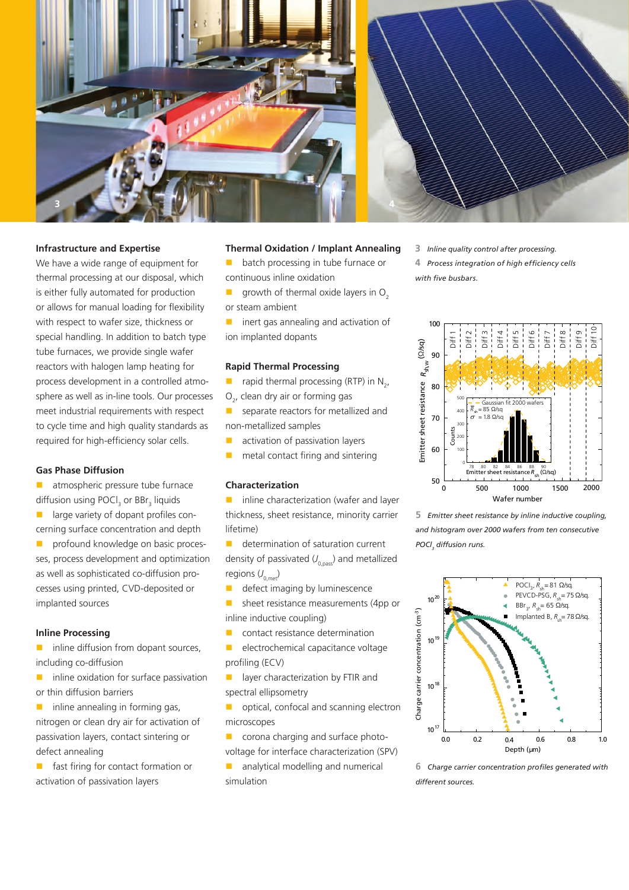3

4

## Infrastructure and Expertise

We have a wide range of equipment for thermal processing at our disposal, which is either fully automated for production or allows for manual loading for flexibility with respect to wafer size, thickness or special handling. In addition to batch type tube furnaces, we provide single wafer reactors with halogen lamp heating for process development in a controlled atmosphere as well as in-line tools. Our processes meet industrial requirements with respect to cycle time and high quality standards as required for high-efficiency solar cells.

## Gas Phase Diffusion

- atmospheric pressure tube furnace diffusion using $POCl_3$ or $BBr_3$ liquids
- large variety of dopant profiles concerning surface concentration and depth
- profound knowledge on basic processes, process development and optimization as well as sophisticated co-diffusion processes using printed, CVD-deposited or implanted sources

## Inline Processing

- inline diffusion from dopant sources, including co-diffusion
- inline oxidation for surface passivation or thin diffusion barriers
- inline annealing in forming gas, nitrogen or clean dry air for activation of passivation layers, contact sintering or defect annealing
- fast firing for contact formation or activation of passivation layers

## Thermal Oxidation / Implant Annealing

- batch processing in tube furnace or continuous inline oxidation
- growth of thermal oxide layers in $O_2$ or steam ambient
- inert gas annealing and activation of ion implanted dopants

## Rapid Thermal Processing

- rapid thermal processing (RTP) in $N_2$, $O_2$, clean dry air or forming gas
- separate reactors for metallized and non-metallized samples
- activation of passivation layers
- metal contact firing and sintering

## Characterization

- inline characterization (wafer and layer thickness, sheet resistance, minority carrier lifetime)
- determination of saturation current density of passivated ($J_{0,pass}$) and metallized regions ($J_{0,met}$)
- defect imaging by luminescence
- sheet resistance measurements (4pp or inline inductive coupling)
- contact resistance determination
- electrochemical capacitance voltage profiling (ECV)
- layer characterization by FTIR and spectral ellipsometry
- optical, confocal and scanning electron microscopes
- corona charging and surface photovoltage for interface characterization (SPV)
- analytical modelling and numerical simulation

*3 Inline quality control after processing.*

*4 Process integration of high efficiency cells with five busbars.*

Diff 1
Diff 2
Diff 3
Diff 4
Diff 5
Diff 6
Diff 7
Diff 8
Diff 9
Diff 10
Emitter sheet resistance $R_{sh,w}$ (Ω/sq)
100
90
80
70
60
50
0
500
1000
1500
2000
Wafer number
Gaussian fit 2000 wafers
$\bar{R}_{sh}$ = 85 Ω/sq
$\sigma$ = 1.8 Ω/sq
Counts
500
400
300
200
100
0
78 80 82 84 86 88 90
Emitter sheet resistance $R_{sh}$ (Ω/sq)

*5 Emitter sheet resistance by inline inductive coupling, and histogram over 2000 wafers from ten consecutive $POCl_3$ diffusion runs.*

$POCl_3$, $R_{sh}$ = 81 Ω/sq.
PEVCD-PSG, $R_{sh}$ = 75 Ω/sq.
$BBr_3$, $R_{sh}$ = 65 Ω/sq.
Implanted B, $R_{sh}$ = 78 Ω/sq.
Charge carrier concentration (cm$^{-3}$)
$10^{20}$
$10^{19}$
$10^{18}$
$10^{17}$
0.0
0.2
0.4
0.6
0.8
1.0
Depth (µm)

*6 Charge carrier concentration profiles generated with different sources.*